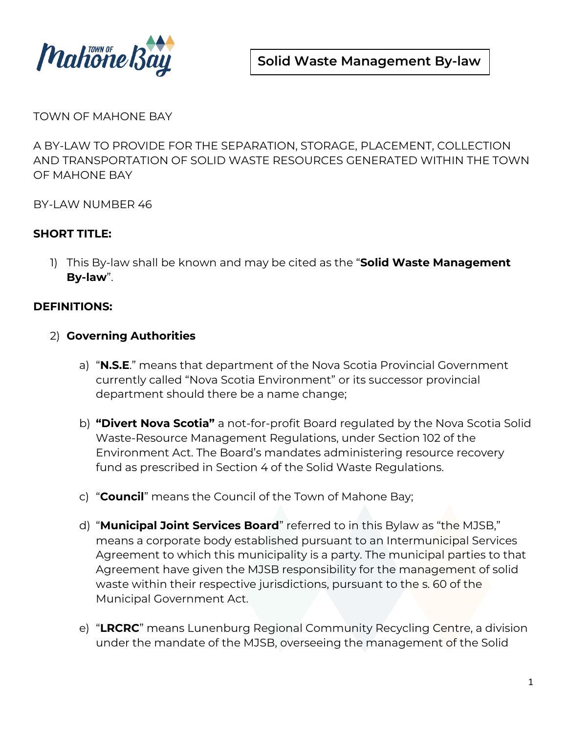**Solid Waste Management By-law**

TOWN OF MAHONE BAY

A BY-LAW TO PROVIDE FOR THE SEPARATION, STORAGE, PLACEMENT, COLLECTION AND TRANSPORTATION OF SOLID WASTE RESOURCES GENERATED WITHIN THE TOWN OF MAHONE BAY

BY-LAW NUMBER 46

**SHORT TITLE:**

1) This By-law shall be known and may be cited as the "**Solid Waste Management By-law**".

**DEFINITIONS:**

2) **Governing Authorities**

   a) "**N.S.E**." means that department of the Nova Scotia Provincial Government currently called "Nova Scotia Environment" or its successor provincial department should there be a name change;

   b) **"Divert Nova Scotia"** a not-for-profit Board regulated by the Nova Scotia Solid Waste-Resource Management Regulations, under Section 102 of the Environment Act. The Board's mandates administering resource recovery fund as prescribed in Section 4 of the Solid Waste Regulations.

   c) "**Council**" means the Council of the Town of Mahone Bay;

   d) "**Municipal Joint Services Board**" referred to in this Bylaw as "the MJSB," means a corporate body established pursuant to an Intermunicipal Services Agreement to which this municipality is a party. The municipal parties to that Agreement have given the MJSB responsibility for the management of solid waste within their respective jurisdictions, pursuant to the s. 60 of the Municipal Government Act.

   e) "**LRCRC**" means Lunenburg Regional Community Recycling Centre, a division under the mandate of the MJSB, overseeing the management of the Solid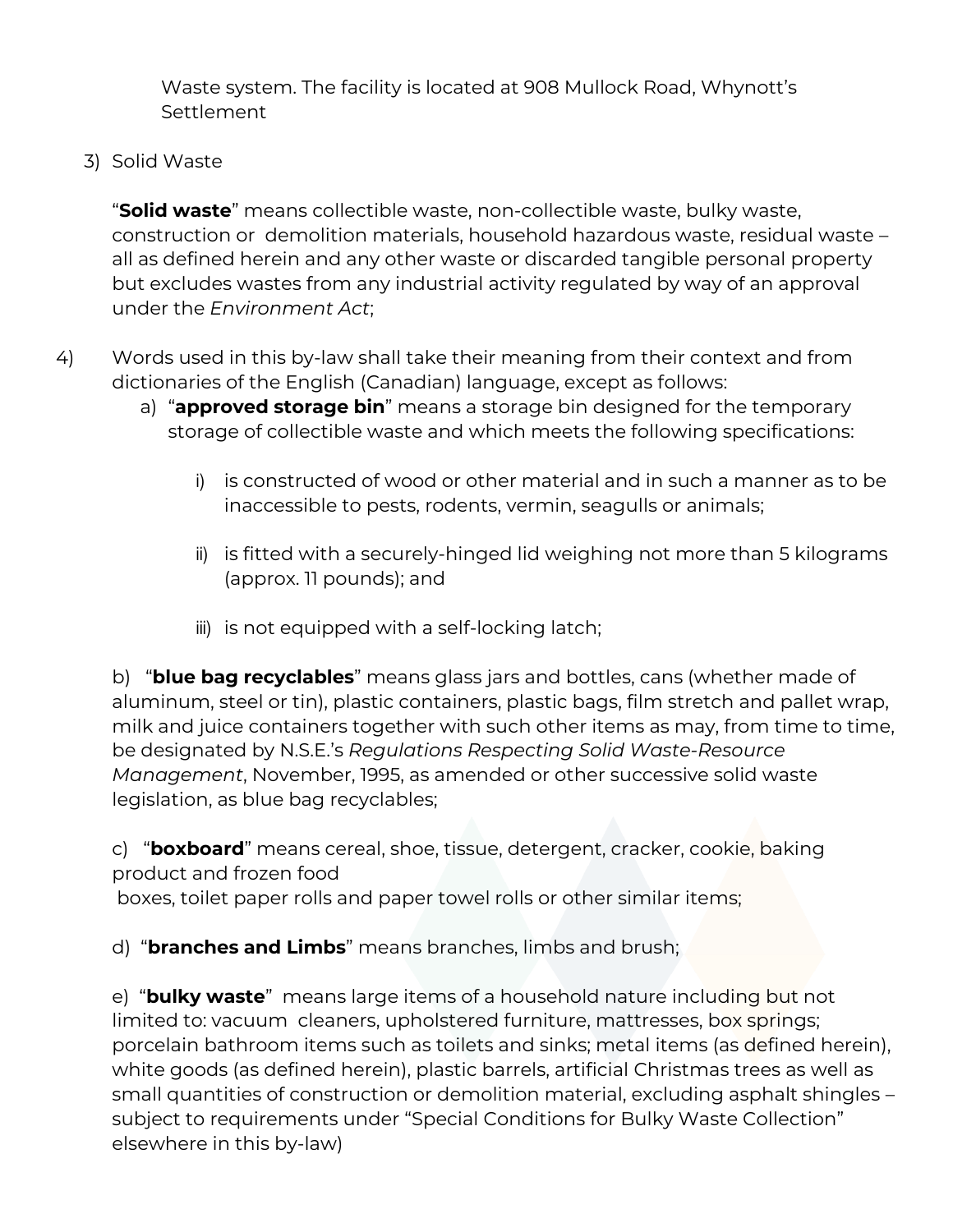Waste system. The facility is located at 908 Mullock Road, Whynott's Settlement

3) Solid Waste

"**Solid waste**" means collectible waste, non-collectible waste, bulky waste, construction or demolition materials, household hazardous waste, residual waste – all as defined herein and any other waste or discarded tangible personal property but excludes wastes from any industrial activity regulated by way of an approval under the *Environment Act*;

4) Words used in this by-law shall take their meaning from their context and from dictionaries of the English (Canadian) language, except as follows:

a) "**approved storage bin**" means a storage bin designed for the temporary storage of collectible waste and which meets the following specifications:

i) is constructed of wood or other material and in such a manner as to be inaccessible to pests, rodents, vermin, seagulls or animals;

ii) is fitted with a securely-hinged lid weighing not more than 5 kilograms (approx. 11 pounds); and

iii) is not equipped with a self-locking latch;

b) "**blue bag recyclables**" means glass jars and bottles, cans (whether made of aluminum, steel or tin), plastic containers, plastic bags, film stretch and pallet wrap, milk and juice containers together with such other items as may, from time to time, be designated by N.S.E.'s *Regulations Respecting Solid Waste-Resource Management*, November, 1995, as amended or other successive solid waste legislation, as blue bag recyclables;

c) "**boxboard**" means cereal, shoe, tissue, detergent, cracker, cookie, baking product and frozen food boxes, toilet paper rolls and paper towel rolls or other similar items;

d) "**branches and Limbs**" means branches, limbs and brush;

e) "**bulky waste**" means large items of a household nature including but not limited to: vacuum cleaners, upholstered furniture, mattresses, box springs; porcelain bathroom items such as toilets and sinks; metal items (as defined herein), white goods (as defined herein), plastic barrels, artificial Christmas trees as well as small quantities of construction or demolition material, excluding asphalt shingles – subject to requirements under "Special Conditions for Bulky Waste Collection" elsewhere in this by-law)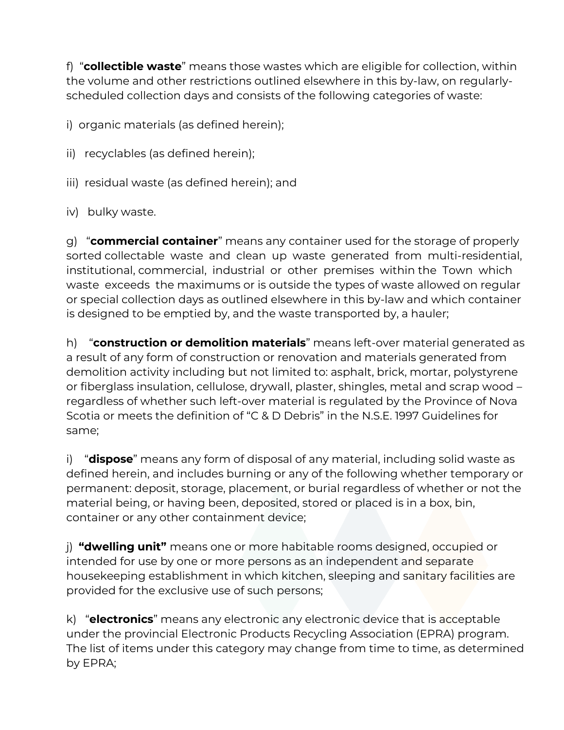f) “**collectible waste**” means those wastes which are eligible for collection, within the volume and other restrictions outlined elsewhere in this by-law, on regularly-scheduled collection days and consists of the following categories of waste:

i) organic materials (as defined herein);

ii) recyclables (as defined herein);

iii) residual waste (as defined herein); and

iv) bulky waste.

g) “**commercial container**” means any container used for the storage of properly sorted collectable waste and clean up waste generated from multi-residential, institutional, commercial, industrial or other premises within the Town which waste exceeds the maximums or is outside the types of waste allowed on regular or special collection days as outlined elsewhere in this by-law and which container is designed to be emptied by, and the waste transported by, a hauler;

h) “**construction or demolition materials**” means left-over material generated as a result of any form of construction or renovation and materials generated from demolition activity including but not limited to: asphalt, brick, mortar, polystyrene or fiberglass insulation, cellulose, drywall, plaster, shingles, metal and scrap wood – regardless of whether such left-over material is regulated by the Province of Nova Scotia or meets the definition of “C & D Debris” in the N.S.E. 1997 Guidelines for same;

i) “**dispose**” means any form of disposal of any material, including solid waste as defined herein, and includes burning or any of the following whether temporary or permanent: deposit, storage, placement, or burial regardless of whether or not the material being, or having been, deposited, stored or placed is in a box, bin, container or any other containment device;

j) **“dwelling unit”** means one or more habitable rooms designed, occupied or intended for use by one or more persons as an independent and separate housekeeping establishment in which kitchen, sleeping and sanitary facilities are provided for the exclusive use of such persons;

k) “**electronics**” means any electronic any electronic device that is acceptable under the provincial Electronic Products Recycling Association (EPRA) program. The list of items under this category may change from time to time, as determined by EPRA;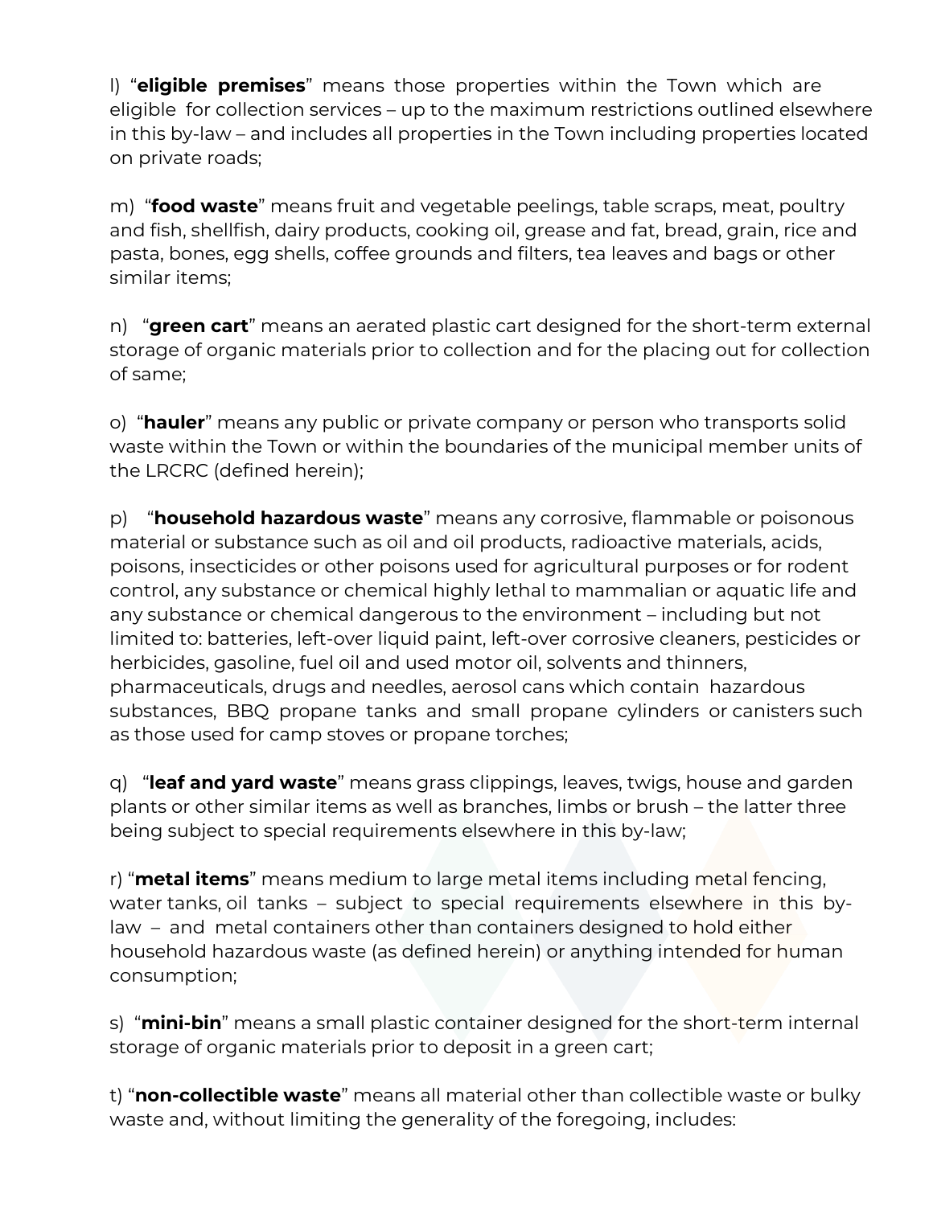l) “**eligible premises**” means those properties within the Town which are eligible for collection services – up to the maximum restrictions outlined elsewhere in this by-law – and includes all properties in the Town including properties located on private roads;

m) “**food waste**” means fruit and vegetable peelings, table scraps, meat, poultry and fish, shellfish, dairy products, cooking oil, grease and fat, bread, grain, rice and pasta, bones, egg shells, coffee grounds and filters, tea leaves and bags or other similar items;

n) “**green cart**” means an aerated plastic cart designed for the short-term external storage of organic materials prior to collection and for the placing out for collection of same;

o) “**hauler**” means any public or private company or person who transports solid waste within the Town or within the boundaries of the municipal member units of the LRCRC (defined herein);

p) “**household hazardous waste**” means any corrosive, flammable or poisonous material or substance such as oil and oil products, radioactive materials, acids, poisons, insecticides or other poisons used for agricultural purposes or for rodent control, any substance or chemical highly lethal to mammalian or aquatic life and any substance or chemical dangerous to the environment – including but not limited to: batteries, left-over liquid paint, left-over corrosive cleaners, pesticides or herbicides, gasoline, fuel oil and used motor oil, solvents and thinners, pharmaceuticals, drugs and needles, aerosol cans which contain hazardous substances, BBQ propane tanks and small propane cylinders or canisters such as those used for camp stoves or propane torches;

q) “**leaf and yard waste**” means grass clippings, leaves, twigs, house and garden plants or other similar items as well as branches, limbs or brush – the latter three being subject to special requirements elsewhere in this by-law;

r) “**metal items**” means medium to large metal items including metal fencing, water tanks, oil tanks – subject to special requirements elsewhere in this by-law – and metal containers other than containers designed to hold either household hazardous waste (as defined herein) or anything intended for human consumption;

s) “**mini-bin**” means a small plastic container designed for the short-term internal storage of organic materials prior to deposit in a green cart;

t) “**non-collectible waste**” means all material other than collectible waste or bulky waste and, without limiting the generality of the foregoing, includes: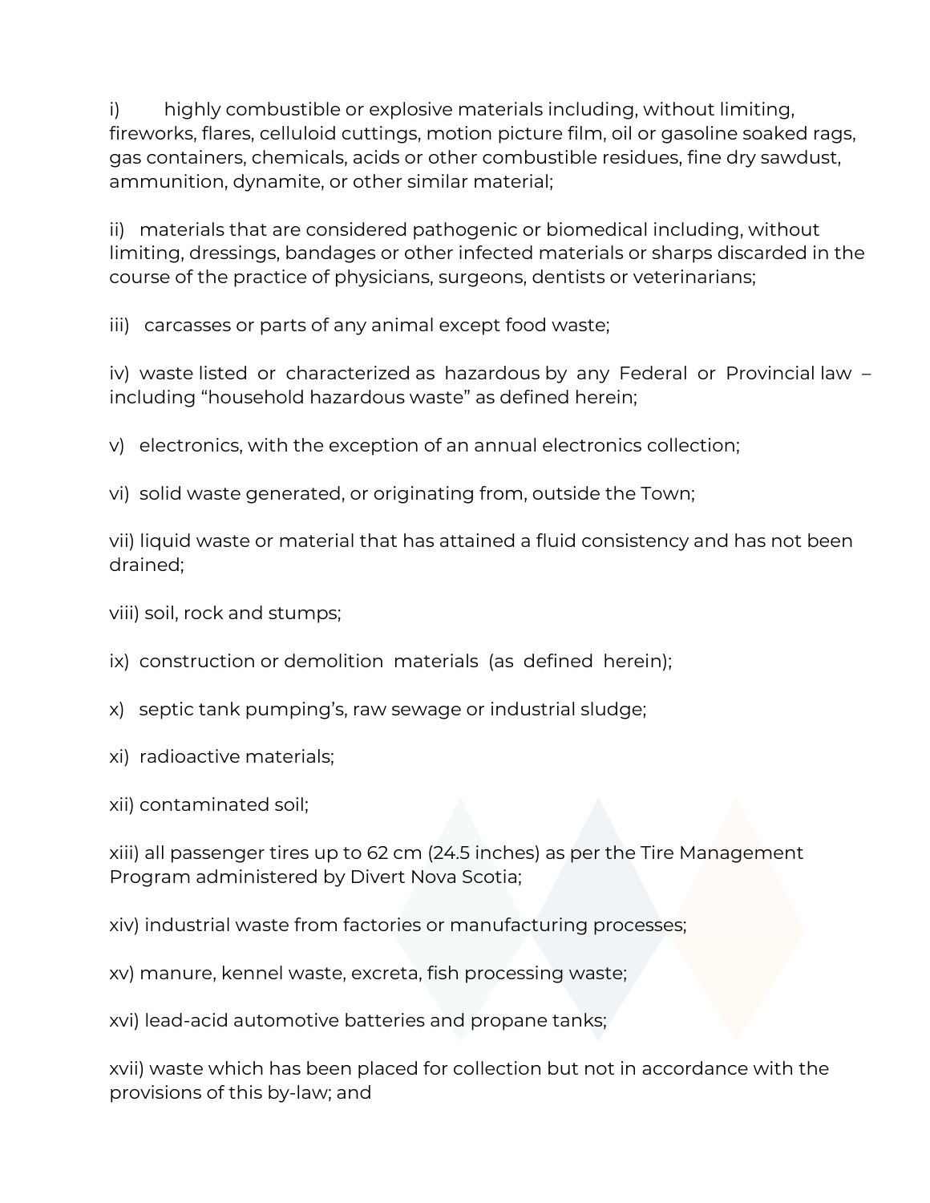i) highly combustible or explosive materials including, without limiting, fireworks, flares, celluloid cuttings, motion picture film, oil or gasoline soaked rags, gas containers, chemicals, acids or other combustible residues, fine dry sawdust, ammunition, dynamite, or other similar material;

ii) materials that are considered pathogenic or biomedical including, without limiting, dressings, bandages or other infected materials or sharps discarded in the course of the practice of physicians, surgeons, dentists or veterinarians;

iii) carcasses or parts of any animal except food waste;

iv) waste listed or characterized as hazardous by any Federal or Provincial law – including "household hazardous waste" as defined herein;

v) electronics, with the exception of an annual electronics collection;

vi) solid waste generated, or originating from, outside the Town;

vii) liquid waste or material that has attained a fluid consistency and has not been drained;

viii) soil, rock and stumps;

ix) construction or demolition materials (as defined herein);

x) septic tank pumping's, raw sewage or industrial sludge;

xi) radioactive materials;

xii) contaminated soil;

xiii) all passenger tires up to 62 cm (24.5 inches) as per the Tire Management Program administered by Divert Nova Scotia;

xiv) industrial waste from factories or manufacturing processes;

xv) manure, kennel waste, excreta, fish processing waste;

xvi) lead-acid automotive batteries and propane tanks;

xvii) waste which has been placed for collection but not in accordance with the provisions of this by-law; and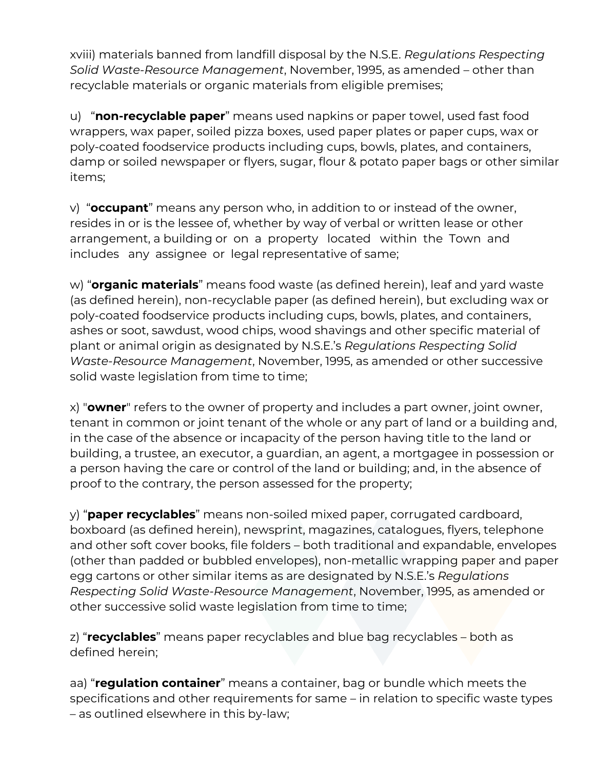xviii) materials banned from landfill disposal by the N.S.E. *Regulations Respecting Solid Waste-Resource Management*, November, 1995, as amended – other than recyclable materials or organic materials from eligible premises;

u) "**non-recyclable paper**" means used napkins or paper towel, used fast food wrappers, wax paper, soiled pizza boxes, used paper plates or paper cups, wax or poly-coated foodservice products including cups, bowls, plates, and containers, damp or soiled newspaper or flyers, sugar, flour & potato paper bags or other similar items;

v) "**occupant**" means any person who, in addition to or instead of the owner, resides in or is the lessee of, whether by way of verbal or written lease or other arrangement, a building or on a property located within the Town and includes any assignee or legal representative of same;

w) "**organic materials**" means food waste (as defined herein), leaf and yard waste (as defined herein), non-recyclable paper (as defined herein), but excluding wax or poly-coated foodservice products including cups, bowls, plates, and containers, ashes or soot, sawdust, wood chips, wood shavings and other specific material of plant or animal origin as designated by N.S.E.'s *Regulations Respecting Solid Waste-Resource Management*, November, 1995, as amended or other successive solid waste legislation from time to time;

x) "**owner**" refers to the owner of property and includes a part owner, joint owner, tenant in common or joint tenant of the whole or any part of land or a building and, in the case of the absence or incapacity of the person having title to the land or building, a trustee, an executor, a guardian, an agent, a mortgagee in possession or a person having the care or control of the land or building; and, in the absence of proof to the contrary, the person assessed for the property;

y) "**paper recyclables**" means non-soiled mixed paper, corrugated cardboard, boxboard (as defined herein), newsprint, magazines, catalogues, flyers, telephone and other soft cover books, file folders – both traditional and expandable, envelopes (other than padded or bubbled envelopes), non-metallic wrapping paper and paper egg cartons or other similar items as are designated by N.S.E.'s *Regulations Respecting Solid Waste-Resource Management*, November, 1995, as amended or other successive solid waste legislation from time to time;

z) "**recyclables**" means paper recyclables and blue bag recyclables – both as defined herein;

aa) "**regulation container**" means a container, bag or bundle which meets the specifications and other requirements for same – in relation to specific waste types – as outlined elsewhere in this by-law;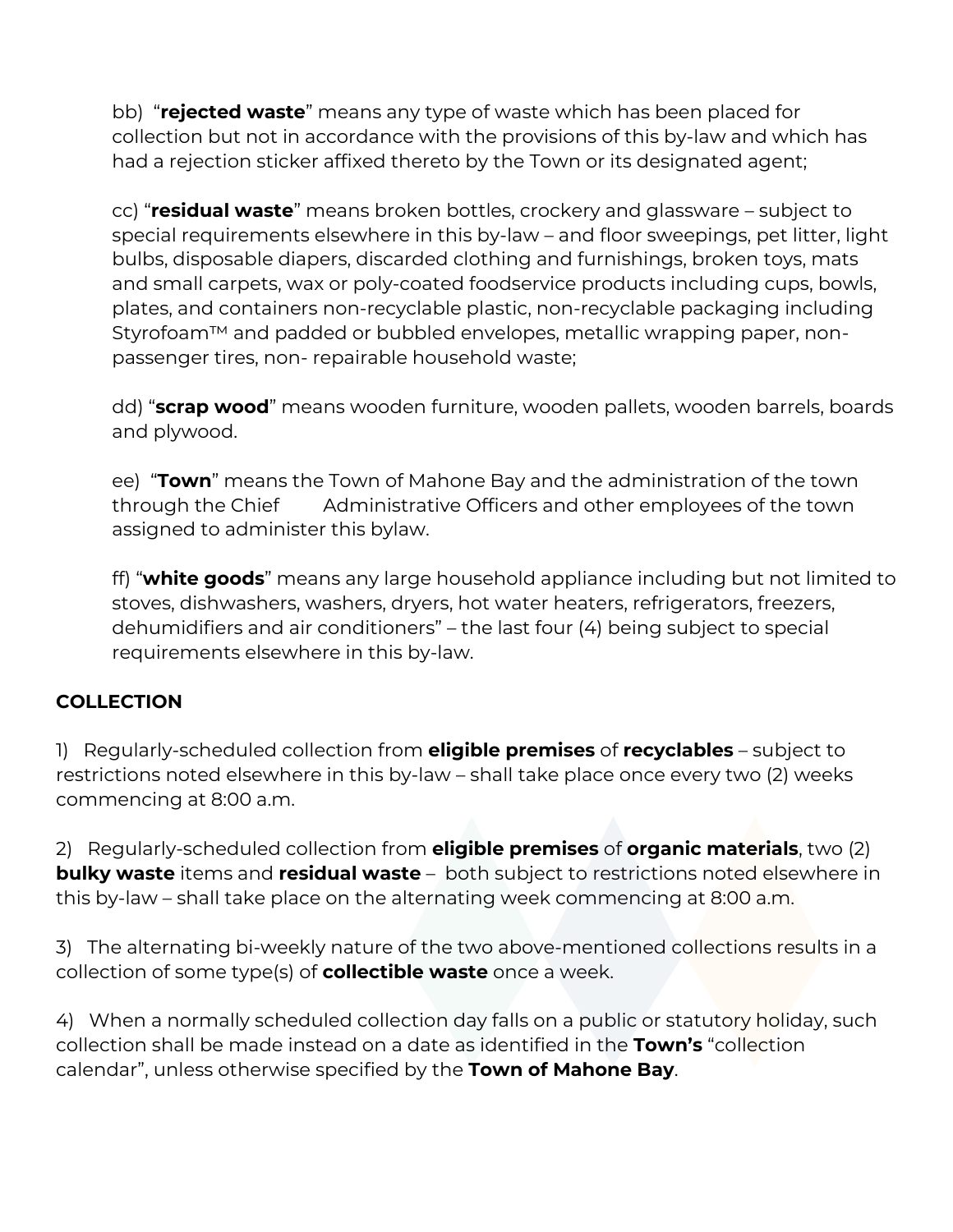bb) “**rejected waste**” means any type of waste which has been placed for collection but not in accordance with the provisions of this by-law and which has had a rejection sticker affixed thereto by the Town or its designated agent;

cc) “**residual waste**” means broken bottles, crockery and glassware – subject to special requirements elsewhere in this by-law – and floor sweepings, pet litter, light bulbs, disposable diapers, discarded clothing and furnishings, broken toys, mats and small carpets, wax or poly-coated foodservice products including cups, bowls, plates, and containers non-recyclable plastic, non-recyclable packaging including Styrofoam™ and padded or bubbled envelopes, metallic wrapping paper, non-passenger tires, non- repairable household waste;

dd) “**scrap wood**” means wooden furniture, wooden pallets, wooden barrels, boards and plywood.

ee) “**Town**” means the Town of Mahone Bay and the administration of the town through the Chief Administrative Officers and other employees of the town assigned to administer this bylaw.

ff) “**white goods**” means any large household appliance including but not limited to stoves, dishwashers, washers, dryers, hot water heaters, refrigerators, freezers, dehumidifiers and air conditioners” – the last four (4) being subject to special requirements elsewhere in this by-law.

**COLLECTION**

1) Regularly-scheduled collection from **eligible premises** of **recyclables** – subject to restrictions noted elsewhere in this by-law – shall take place once every two (2) weeks commencing at 8:00 a.m.

2) Regularly-scheduled collection from **eligible premises** of **organic materials**, two (2) **bulky waste** items and **residual waste** – both subject to restrictions noted elsewhere in this by-law – shall take place on the alternating week commencing at 8:00 a.m.

3) The alternating bi-weekly nature of the two above-mentioned collections results in a collection of some type(s) of **collectible waste** once a week.

4) When a normally scheduled collection day falls on a public or statutory holiday, such collection shall be made instead on a date as identified in the **Town’s** “collection calendar”, unless otherwise specified by the **Town of Mahone Bay**.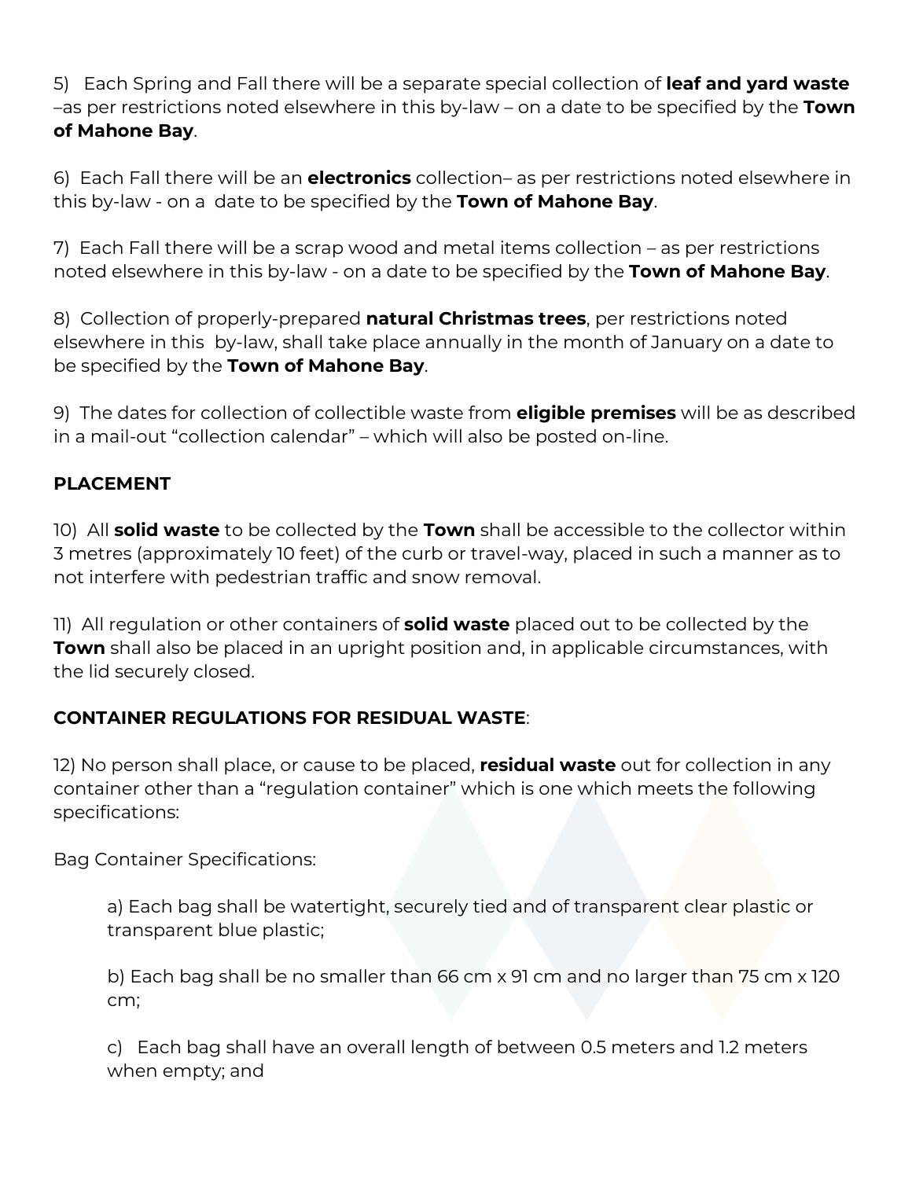5)   Each Spring and Fall there will be a separate special collection of **leaf and yard waste** –as per restrictions noted elsewhere in this by-law – on a date to be specified by the **Town of Mahone Bay**.

6)  Each Fall there will be an **electronics** collection– as per restrictions noted elsewhere in this by-law - on a  date to be specified by the **Town of Mahone Bay**.

7)  Each Fall there will be a scrap wood and metal items collection – as per restrictions noted elsewhere in this by-law - on a date to be specified by the **Town of Mahone Bay**.

8)  Collection of properly-prepared **natural Christmas trees**, per restrictions noted elsewhere in this  by-law, shall take place annually in the month of January on a date to be specified by the **Town of Mahone Bay**.

9)  The dates for collection of collectible waste from **eligible premises** will be as described in a mail-out "collection calendar" – which will also be posted on-line.

**PLACEMENT**

10)  All **solid waste** to be collected by the **Town** shall be accessible to the collector within 3 metres (approximately 10 feet) of the curb or travel-way, placed in such a manner as to not interfere with pedestrian traffic and snow removal.

11)  All regulation or other containers of **solid waste** placed out to be collected by the **Town** shall also be placed in an upright position and, in applicable circumstances, with the lid securely closed.

**CONTAINER REGULATIONS FOR RESIDUAL WASTE**:

12) No person shall place, or cause to be placed, **residual waste** out for collection in any container other than a "regulation container" which is one which meets the following specifications:

Bag Container Specifications:

> a) Each bag shall be watertight, securely tied and of transparent clear plastic or transparent blue plastic;
>
> b) Each bag shall be no smaller than 66 cm x 91 cm and no larger than 75 cm x 120 cm;
>
> c)   Each bag shall have an overall length of between 0.5 meters and 1.2 meters when empty; and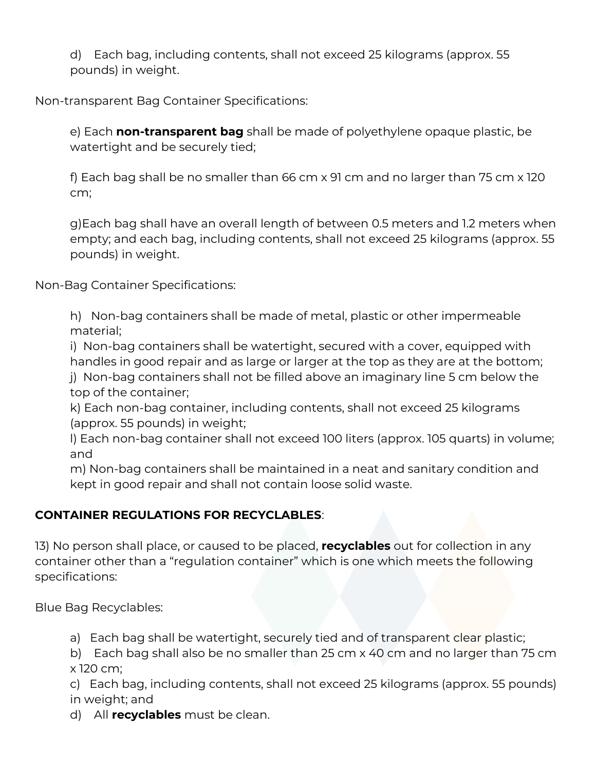d) Each bag, including contents, shall not exceed 25 kilograms (approx. 55 pounds) in weight.

Non-transparent Bag Container Specifications:

e) Each **non-transparent bag** shall be made of polyethylene opaque plastic, be watertight and be securely tied;

f) Each bag shall be no smaller than 66 cm x 91 cm and no larger than 75 cm x 120 cm;

g)Each bag shall have an overall length of between 0.5 meters and 1.2 meters when empty; and each bag, including contents, shall not exceed 25 kilograms (approx. 55 pounds) in weight.

Non-Bag Container Specifications:

h) Non-bag containers shall be made of metal, plastic or other impermeable material;
i) Non-bag containers shall be watertight, secured with a cover, equipped with handles in good repair and as large or larger at the top as they are at the bottom;
j) Non-bag containers shall not be filled above an imaginary line 5 cm below the top of the container;
k) Each non-bag container, including contents, shall not exceed 25 kilograms (approx. 55 pounds) in weight;
l) Each non-bag container shall not exceed 100 liters (approx. 105 quarts) in volume; and
m) Non-bag containers shall be maintained in a neat and sanitary condition and kept in good repair and shall not contain loose solid waste.

**CONTAINER REGULATIONS FOR RECYCLABLES**:

13) No person shall place, or caused to be placed, **recyclables** out for collection in any container other than a "regulation container" which is one which meets the following specifications:

Blue Bag Recyclables:

a) Each bag shall be watertight, securely tied and of transparent clear plastic;
b) Each bag shall also be no smaller than 25 cm x 40 cm and no larger than 75 cm x 120 cm;
c) Each bag, including contents, shall not exceed 25 kilograms (approx. 55 pounds) in weight; and
d) All **recyclables** must be clean.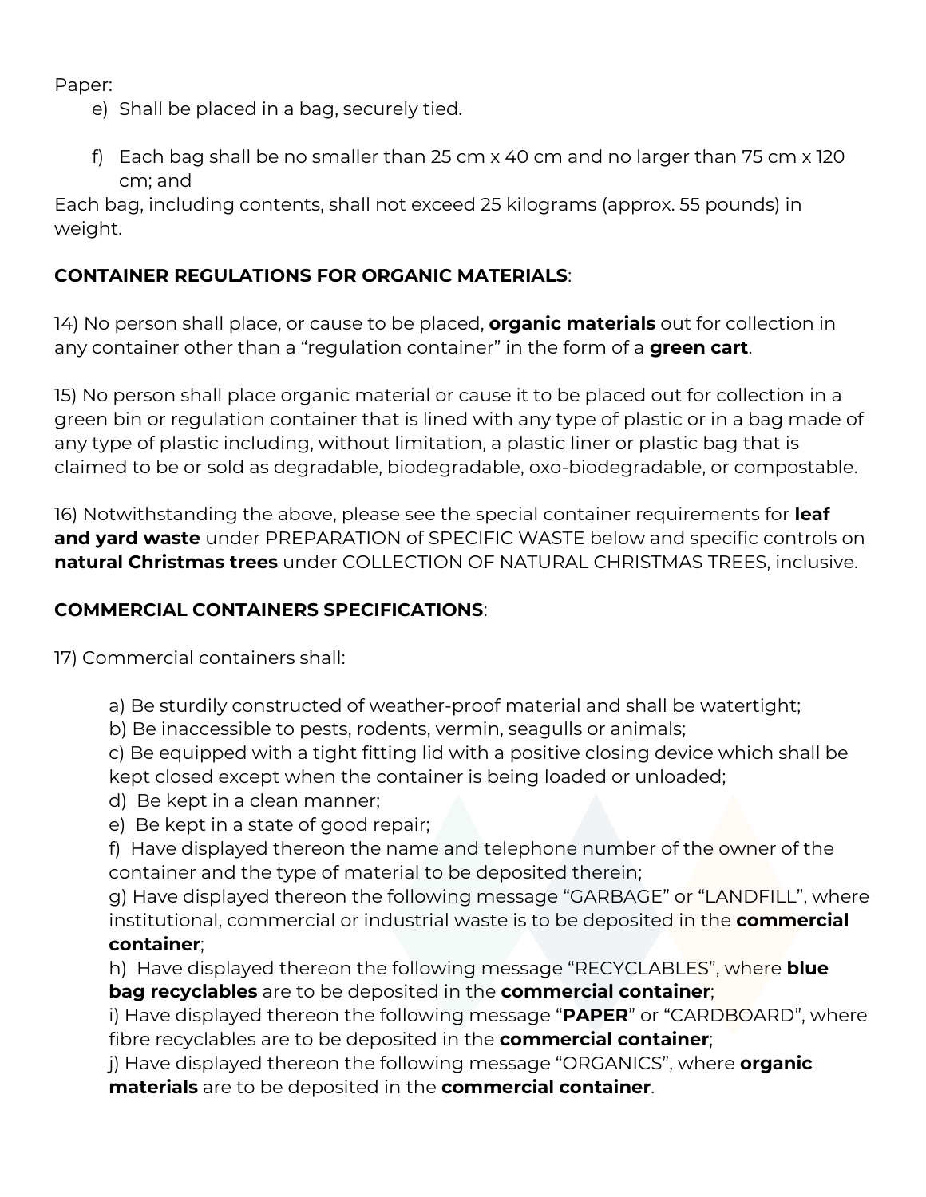Paper:

e) Shall be placed in a bag, securely tied.

f) Each bag shall be no smaller than 25 cm x 40 cm and no larger than 75 cm x 120 cm; and

Each bag, including contents, shall not exceed 25 kilograms (approx. 55 pounds) in weight.

**CONTAINER REGULATIONS FOR ORGANIC MATERIALS**:

14) No person shall place, or cause to be placed, **organic materials** out for collection in any container other than a "regulation container" in the form of a **green cart**.

15) No person shall place organic material or cause it to be placed out for collection in a green bin or regulation container that is lined with any type of plastic or in a bag made of any type of plastic including, without limitation, a plastic liner or plastic bag that is claimed to be or sold as degradable, biodegradable, oxo-biodegradable, or compostable.

16) Notwithstanding the above, please see the special container requirements for **leaf and yard waste** under PREPARATION of SPECIFIC WASTE below and specific controls on **natural Christmas trees** under COLLECTION OF NATURAL CHRISTMAS TREES, inclusive.

**COMMERCIAL CONTAINERS SPECIFICATIONS**:

17) Commercial containers shall:

a) Be sturdily constructed of weather-proof material and shall be watertight;
b) Be inaccessible to pests, rodents, vermin, seagulls or animals;
c) Be equipped with a tight fitting lid with a positive closing device which shall be kept closed except when the container is being loaded or unloaded;
d) Be kept in a clean manner;
e) Be kept in a state of good repair;
f) Have displayed thereon the name and telephone number of the owner of the container and the type of material to be deposited therein;
g) Have displayed thereon the following message "GARBAGE" or "LANDFILL", where institutional, commercial or industrial waste is to be deposited in the **commercial container**;
h) Have displayed thereon the following message "RECYCLABLES", where **blue bag recyclables** are to be deposited in the **commercial container**;
i) Have displayed thereon the following message "**PAPER**" or "CARDBOARD", where fibre recyclables are to be deposited in the **commercial container**;
j) Have displayed thereon the following message "ORGANICS", where **organic materials** are to be deposited in the **commercial container**.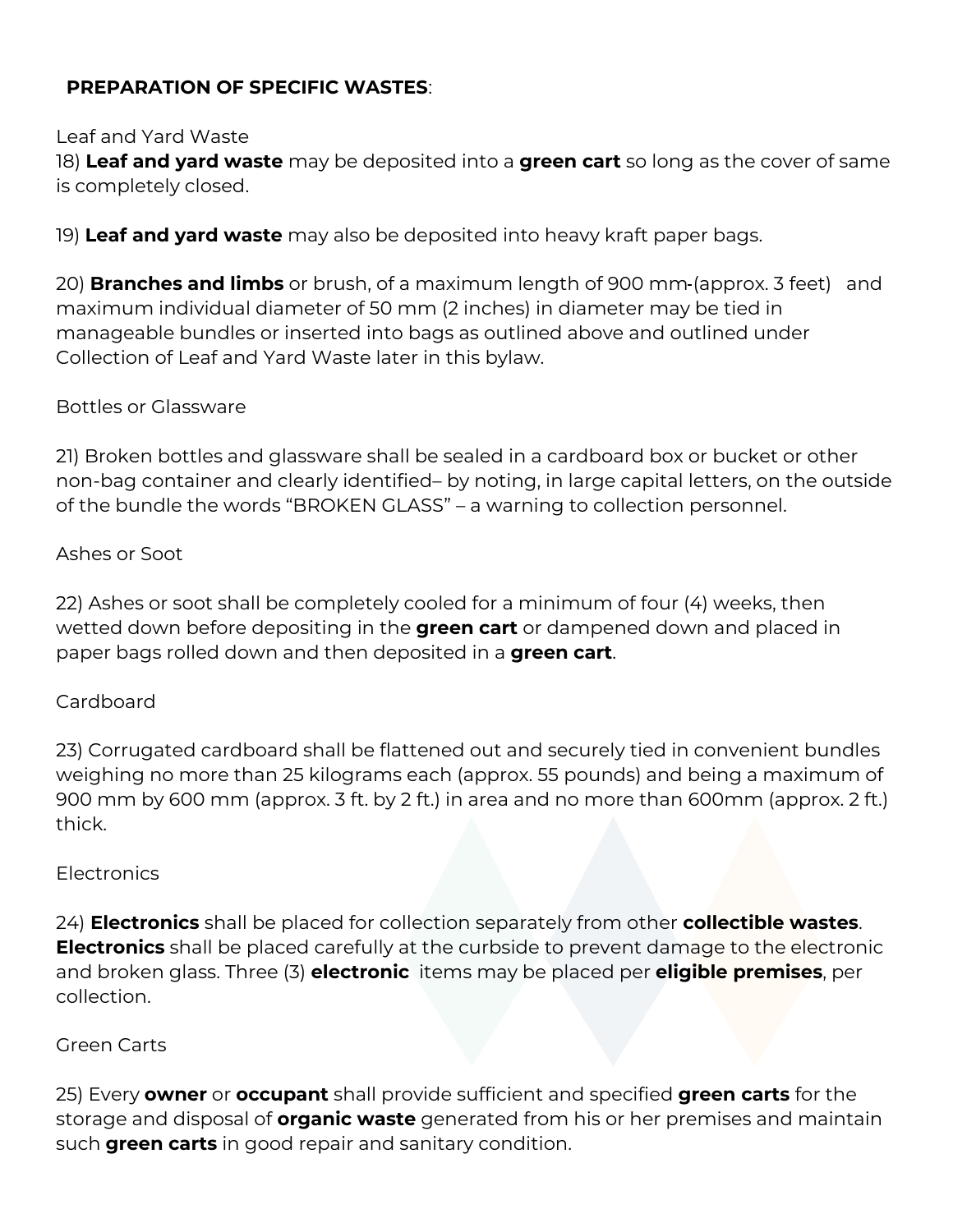**PREPARATION OF SPECIFIC WASTES**:

Leaf and Yard Waste

18) **Leaf and yard waste** may be deposited into a **green cart** so long as the cover of same is completely closed.

19) **Leaf and yard waste** may also be deposited into heavy kraft paper bags.

20) **Branches and limbs** or brush, of a maximum length of 900 mm-(approx. 3 feet) and maximum individual diameter of 50 mm (2 inches) in diameter may be tied in manageable bundles or inserted into bags as outlined above and outlined under Collection of Leaf and Yard Waste later in this bylaw.

Bottles or Glassware

21) Broken bottles and glassware shall be sealed in a cardboard box or bucket or other non-bag container and clearly identified– by noting, in large capital letters, on the outside of the bundle the words "BROKEN GLASS" – a warning to collection personnel.

Ashes or Soot

22) Ashes or soot shall be completely cooled for a minimum of four (4) weeks, then wetted down before depositing in the **green cart** or dampened down and placed in paper bags rolled down and then deposited in a **green cart**.

Cardboard

23) Corrugated cardboard shall be flattened out and securely tied in convenient bundles weighing no more than 25 kilograms each (approx. 55 pounds) and being a maximum of 900 mm by 600 mm (approx. 3 ft. by 2 ft.) in area and no more than 600mm (approx. 2 ft.) thick.

Electronics

24) **Electronics** shall be placed for collection separately from other **collectible wastes**. **Electronics** shall be placed carefully at the curbside to prevent damage to the electronic and broken glass. Three (3) **electronic** items may be placed per **eligible premises**, per collection.

Green Carts

25) Every **owner** or **occupant** shall provide sufficient and specified **green carts** for the storage and disposal of **organic waste** generated from his or her premises and maintain such **green carts** in good repair and sanitary condition.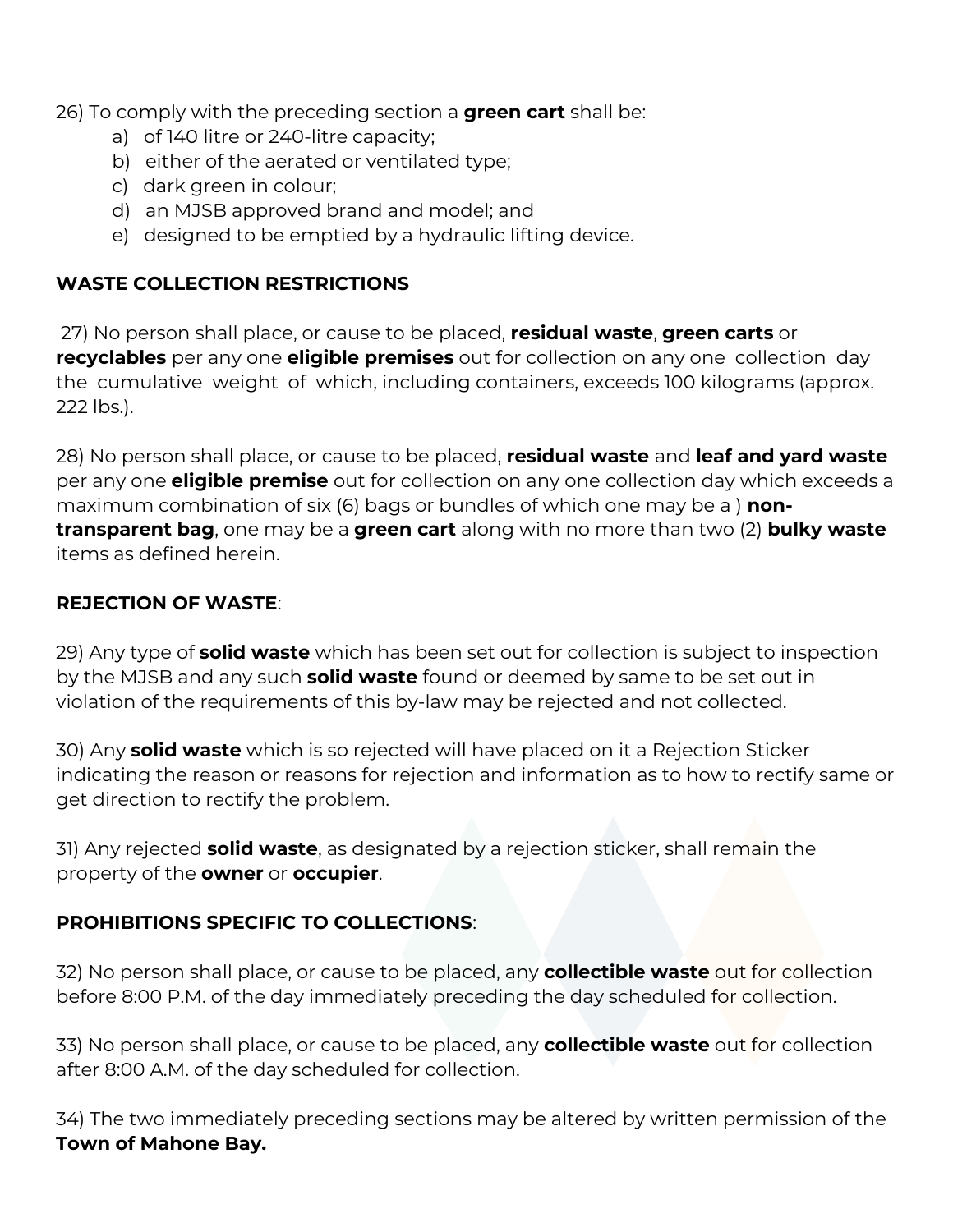26) To comply with the preceding section a **green cart** shall be:

a) of 140 litre or 240-litre capacity;
b) either of the aerated or ventilated type;
c) dark green in colour;
d) an MJSB approved brand and model; and
e) designed to be emptied by a hydraulic lifting device.

**WASTE COLLECTION RESTRICTIONS**

27) No person shall place, or cause to be placed, **residual waste**, **green carts** or **recyclables** per any one **eligible premises** out for collection on any one collection day the cumulative weight of which, including containers, exceeds 100 kilograms (approx. 222 lbs.).

28) No person shall place, or cause to be placed, **residual waste** and **leaf and yard waste** per any one **eligible premise** out for collection on any one collection day which exceeds a maximum combination of six (6) bags or bundles of which one may be a ) **non-transparent bag**, one may be a **green cart** along with no more than two (2) **bulky waste** items as defined herein.

**REJECTION OF WASTE**:

29) Any type of **solid waste** which has been set out for collection is subject to inspection by the MJSB and any such **solid waste** found or deemed by same to be set out in violation of the requirements of this by-law may be rejected and not collected.

30) Any **solid waste** which is so rejected will have placed on it a Rejection Sticker indicating the reason or reasons for rejection and information as to how to rectify same or get direction to rectify the problem.

31) Any rejected **solid waste**, as designated by a rejection sticker, shall remain the property of the **owner** or **occupier**.

**PROHIBITIONS SPECIFIC TO COLLECTIONS**:

32) No person shall place, or cause to be placed, any **collectible waste** out for collection before 8:00 P.M. of the day immediately preceding the day scheduled for collection.

33) No person shall place, or cause to be placed, any **collectible waste** out for collection after 8:00 A.M. of the day scheduled for collection.

34) The two immediately preceding sections may be altered by written permission of the **Town of Mahone Bay.**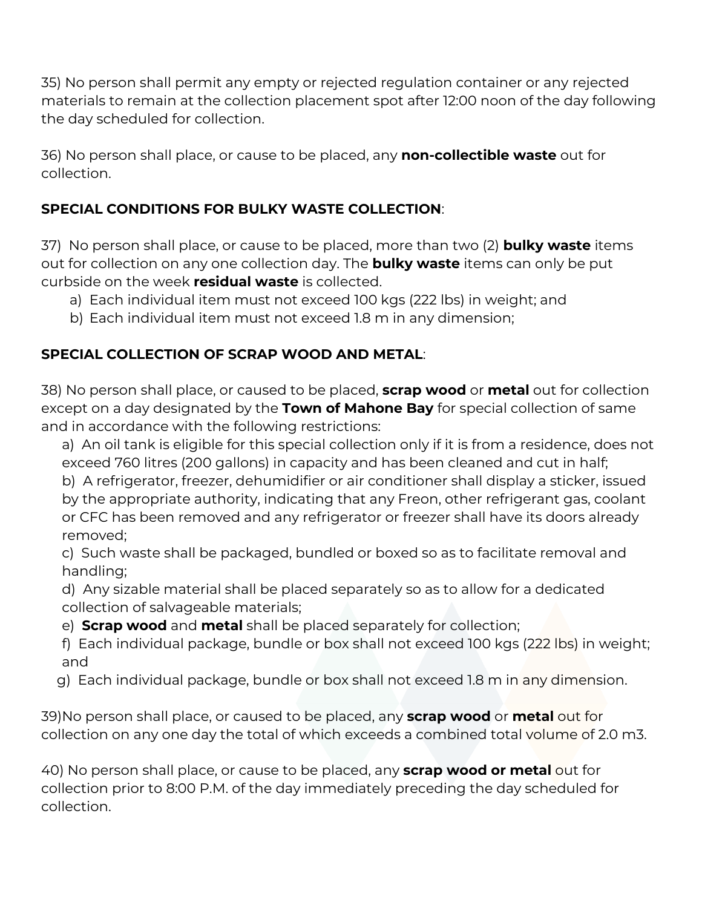35) No person shall permit any empty or rejected regulation container or any rejected materials to remain at the collection placement spot after 12:00 noon of the day following the day scheduled for collection.

36) No person shall place, or cause to be placed, any **non-collectible waste** out for collection.

**SPECIAL CONDITIONS FOR BULKY WASTE COLLECTION**:

37) No person shall place, or cause to be placed, more than two (2) **bulky waste** items out for collection on any one collection day. The **bulky waste** items can only be put curbside on the week **residual waste** is collected.

a) Each individual item must not exceed 100 kgs (222 lbs) in weight; and
b) Each individual item must not exceed 1.8 m in any dimension;

**SPECIAL COLLECTION OF SCRAP WOOD AND METAL**:

38) No person shall place, or caused to be placed, **scrap wood** or **metal** out for collection except on a day designated by the **Town of Mahone Bay** for special collection of same and in accordance with the following restrictions:

a) An oil tank is eligible for this special collection only if it is from a residence, does not exceed 760 litres (200 gallons) in capacity and has been cleaned and cut in half;
b) A refrigerator, freezer, dehumidifier or air conditioner shall display a sticker, issued by the appropriate authority, indicating that any Freon, other refrigerant gas, coolant or CFC has been removed and any refrigerator or freezer shall have its doors already removed;
c) Such waste shall be packaged, bundled or boxed so as to facilitate removal and handling;
d) Any sizable material shall be placed separately so as to allow for a dedicated collection of salvageable materials;
e) **Scrap wood** and **metal** shall be placed separately for collection;
f) Each individual package, bundle or box shall not exceed 100 kgs (222 lbs) in weight; and
g) Each individual package, bundle or box shall not exceed 1.8 m in any dimension.

39)No person shall place, or caused to be placed, any **scrap wood** or **metal** out for collection on any one day the total of which exceeds a combined total volume of 2.0 m3.

40) No person shall place, or cause to be placed, any **scrap wood or metal** out for collection prior to 8:00 P.M. of the day immediately preceding the day scheduled for collection.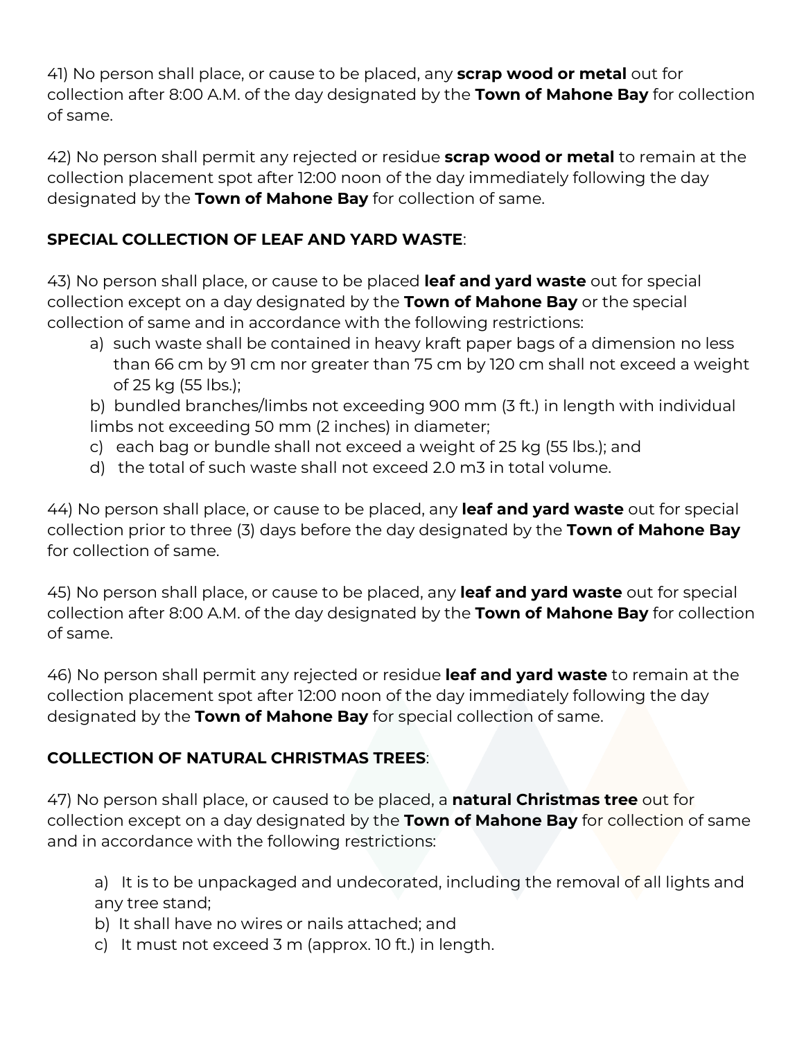41) No person shall place, or cause to be placed, any **scrap wood or metal** out for collection after 8:00 A.M. of the day designated by the **Town of Mahone Bay** for collection of same.

42) No person shall permit any rejected or residue **scrap wood or metal** to remain at the collection placement spot after 12:00 noon of the day immediately following the day designated by the **Town of Mahone Bay** for collection of same.

**SPECIAL COLLECTION OF LEAF AND YARD WASTE**:

43) No person shall place, or cause to be placed **leaf and yard waste** out for special collection except on a day designated by the **Town of Mahone Bay** or the special collection of same and in accordance with the following restrictions:

a) such waste shall be contained in heavy kraft paper bags of a dimension no less than 66 cm by 91 cm nor greater than 75 cm by 120 cm shall not exceed a weight of 25 kg (55 lbs.);

b) bundled branches/limbs not exceeding 900 mm (3 ft.) in length with individual limbs not exceeding 50 mm (2 inches) in diameter;

c) each bag or bundle shall not exceed a weight of 25 kg (55 lbs.); and

d) the total of such waste shall not exceed 2.0 m3 in total volume.

44) No person shall place, or cause to be placed, any **leaf and yard waste** out for special collection prior to three (3) days before the day designated by the **Town of Mahone Bay** for collection of same.

45) No person shall place, or cause to be placed, any **leaf and yard waste** out for special collection after 8:00 A.M. of the day designated by the **Town of Mahone Bay** for collection of same.

46) No person shall permit any rejected or residue **leaf and yard waste** to remain at the collection placement spot after 12:00 noon of the day immediately following the day designated by the **Town of Mahone Bay** for special collection of same.

**COLLECTION OF NATURAL CHRISTMAS TREES**:

47) No person shall place, or caused to be placed, a **natural Christmas tree** out for collection except on a day designated by the **Town of Mahone Bay** for collection of same and in accordance with the following restrictions:

a) It is to be unpackaged and undecorated, including the removal of all lights and any tree stand;

b) It shall have no wires or nails attached; and

c) It must not exceed 3 m (approx. 10 ft.) in length.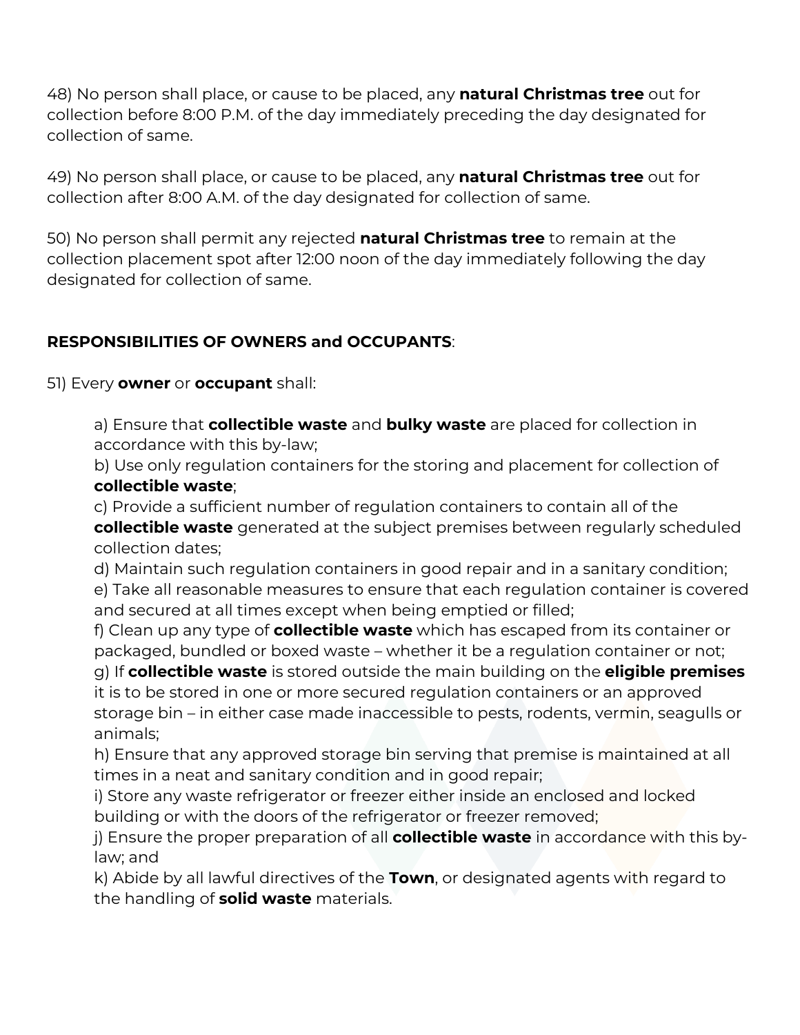48) No person shall place, or cause to be placed, any **natural Christmas tree** out for collection before 8:00 P.M. of the day immediately preceding the day designated for collection of same.

49) No person shall place, or cause to be placed, any **natural Christmas tree** out for collection after 8:00 A.M. of the day designated for collection of same.

50) No person shall permit any rejected **natural Christmas tree** to remain at the collection placement spot after 12:00 noon of the day immediately following the day designated for collection of same.

**RESPONSIBILITIES OF OWNERS and OCCUPANTS**:

51) Every **owner** or **occupant** shall:

> a) Ensure that **collectible waste** and **bulky waste** are placed for collection in accordance with this by-law;
> b) Use only regulation containers for the storing and placement for collection of **collectible waste**;
> c) Provide a sufficient number of regulation containers to contain all of the **collectible waste** generated at the subject premises between regularly scheduled collection dates;
> d) Maintain such regulation containers in good repair and in a sanitary condition;
> e) Take all reasonable measures to ensure that each regulation container is covered and secured at all times except when being emptied or filled;
> f) Clean up any type of **collectible waste** which has escaped from its container or packaged, bundled or boxed waste – whether it be a regulation container or not;
> g) If **collectible waste** is stored outside the main building on the **eligible premises** it is to be stored in one or more secured regulation containers or an approved storage bin – in either case made inaccessible to pests, rodents, vermin, seagulls or animals;
> h) Ensure that any approved storage bin serving that premise is maintained at all times in a neat and sanitary condition and in good repair;
> i) Store any waste refrigerator or freezer either inside an enclosed and locked building or with the doors of the refrigerator or freezer removed;
> j) Ensure the proper preparation of all **collectible waste** in accordance with this by-law; and
> k) Abide by all lawful directives of the **Town**, or designated agents with regard to the handling of **solid waste** materials.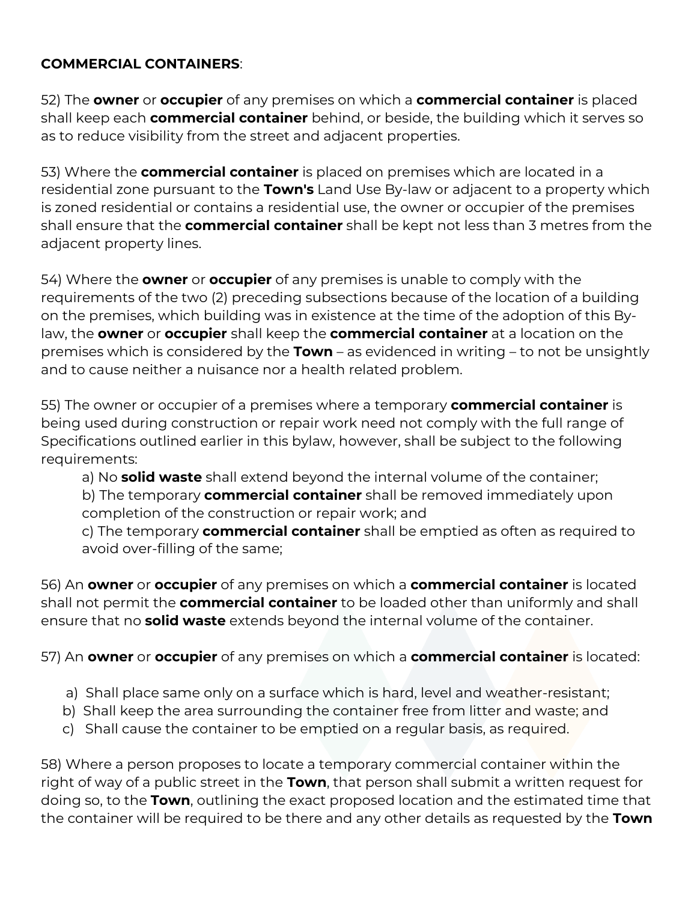**COMMERCIAL CONTAINERS**:

52) The **owner** or **occupier** of any premises on which a **commercial container** is placed shall keep each **commercial container** behind, or beside, the building which it serves so as to reduce visibility from the street and adjacent properties.

53) Where the **commercial container** is placed on premises which are located in a residential zone pursuant to the **Town's** Land Use By-law or adjacent to a property which is zoned residential or contains a residential use, the owner or occupier of the premises shall ensure that the **commercial container** shall be kept not less than 3 metres from the adjacent property lines.

54) Where the **owner** or **occupier** of any premises is unable to comply with the requirements of the two (2) preceding subsections because of the location of a building on the premises, which building was in existence at the time of the adoption of this By-law, the **owner** or **occupier** shall keep the **commercial container** at a location on the premises which is considered by the **Town** – as evidenced in writing – to not be unsightly and to cause neither a nuisance nor a health related problem.

55) The owner or occupier of a premises where a temporary **commercial container** is being used during construction or repair work need not comply with the full range of Specifications outlined earlier in this bylaw, however, shall be subject to the following requirements:

- a) No **solid waste** shall extend beyond the internal volume of the container;
- b) The temporary **commercial container** shall be removed immediately upon completion of the construction or repair work; and
- c) The temporary **commercial container** shall be emptied as often as required to avoid over-filling of the same;

56) An **owner** or **occupier** of any premises on which a **commercial container** is located shall not permit the **commercial container** to be loaded other than uniformly and shall ensure that no **solid waste** extends beyond the internal volume of the container.

57) An **owner** or **occupier** of any premises on which a **commercial container** is located:

- a) Shall place same only on a surface which is hard, level and weather-resistant;
- b) Shall keep the area surrounding the container free from litter and waste; and
- c) Shall cause the container to be emptied on a regular basis, as required.

58) Where a person proposes to locate a temporary commercial container within the right of way of a public street in the **Town**, that person shall submit a written request for doing so, to the **Town**, outlining the exact proposed location and the estimated time that the container will be required to be there and any other details as requested by the **Town**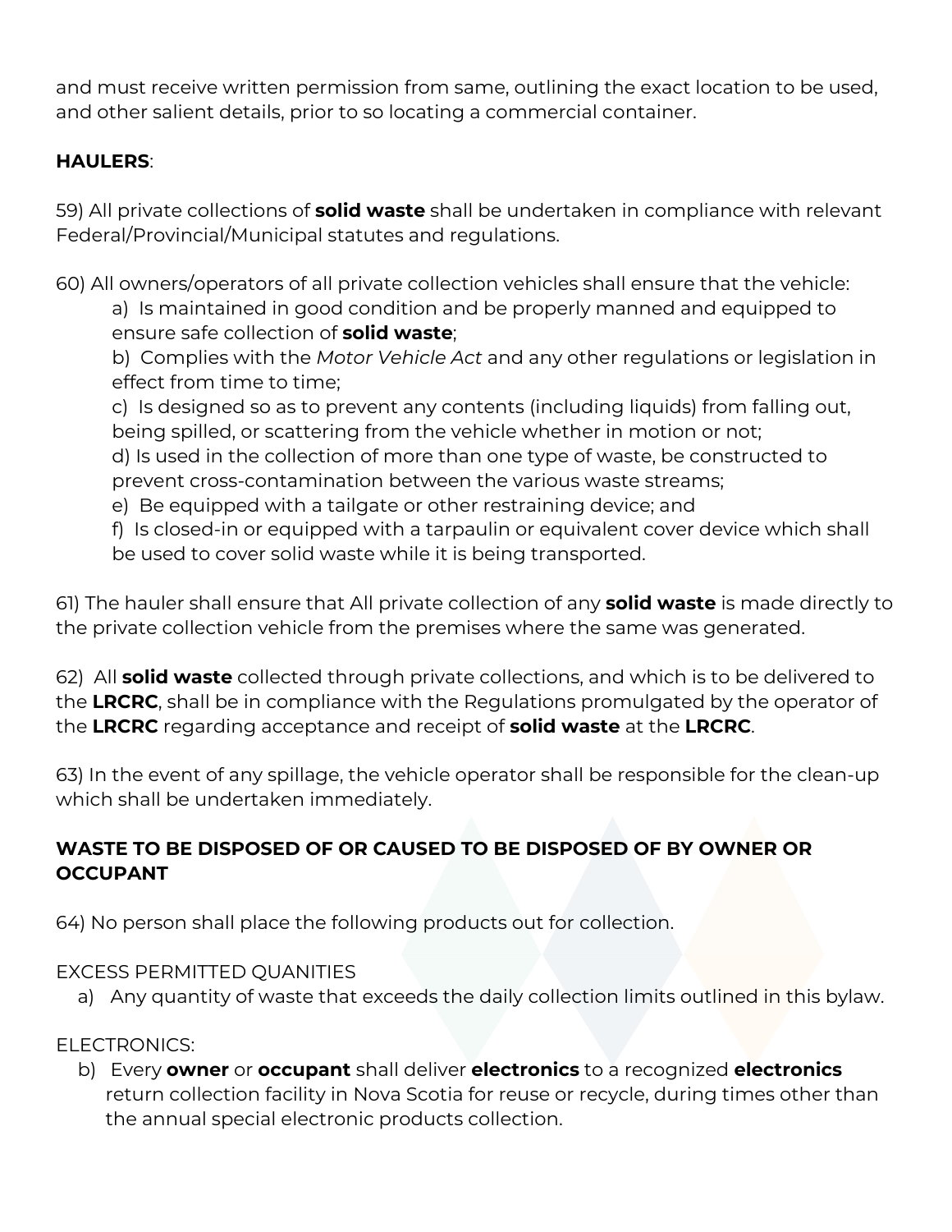and must receive written permission from same, outlining the exact location to be used, and other salient details, prior to so locating a commercial container.

**HAULERS**:

59) All private collections of **solid waste** shall be undertaken in compliance with relevant Federal/Provincial/Municipal statutes and regulations.

60) All owners/operators of all private collection vehicles shall ensure that the vehicle:

a) Is maintained in good condition and be properly manned and equipped to ensure safe collection of **solid waste**;

b) Complies with the *Motor Vehicle Act* and any other regulations or legislation in effect from time to time;

c) Is designed so as to prevent any contents (including liquids) from falling out, being spilled, or scattering from the vehicle whether in motion or not;

d) Is used in the collection of more than one type of waste, be constructed to prevent cross-contamination between the various waste streams;

e) Be equipped with a tailgate or other restraining device; and

f) Is closed-in or equipped with a tarpaulin or equivalent cover device which shall be used to cover solid waste while it is being transported.

61) The hauler shall ensure that All private collection of any **solid waste** is made directly to the private collection vehicle from the premises where the same was generated.

62) All **solid waste** collected through private collections, and which is to be delivered to the **LRCRC**, shall be in compliance with the Regulations promulgated by the operator of the **LRCRC** regarding acceptance and receipt of **solid waste** at the **LRCRC**.

63) In the event of any spillage, the vehicle operator shall be responsible for the clean-up which shall be undertaken immediately.

**WASTE TO BE DISPOSED OF OR CAUSED TO BE DISPOSED OF BY OWNER OR OCCUPANT**

64) No person shall place the following products out for collection.

EXCESS PERMITTED QUANITIES

a) Any quantity of waste that exceeds the daily collection limits outlined in this bylaw.

ELECTRONICS:

b) Every **owner** or **occupant** shall deliver **electronics** to a recognized **electronics** return collection facility in Nova Scotia for reuse or recycle, during times other than the annual special electronic products collection.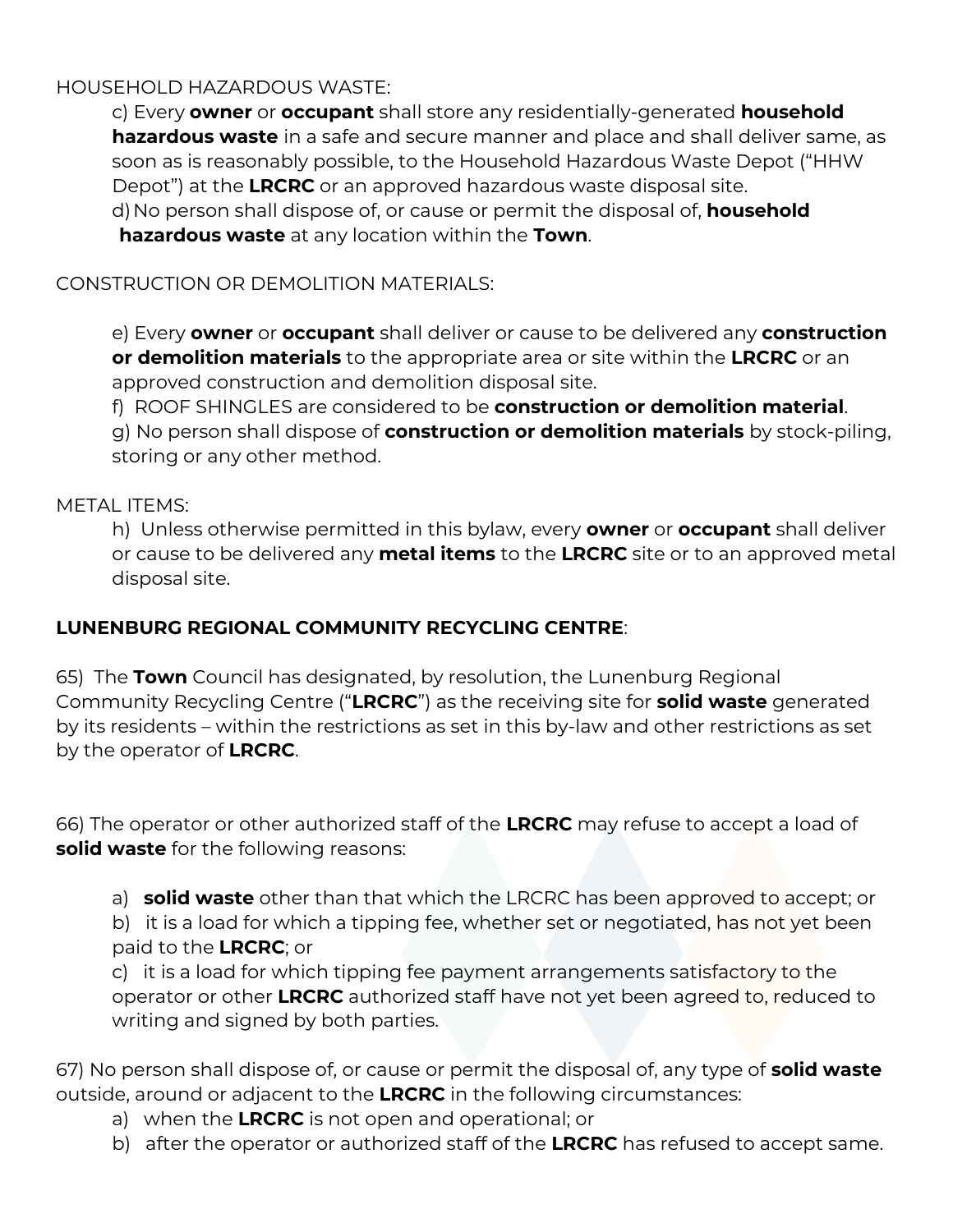HOUSEHOLD HAZARDOUS WASTE:

c) Every **owner** or **occupant** shall store any residentially-generated **household hazardous waste** in a safe and secure manner and place and shall deliver same, as soon as is reasonably possible, to the Household Hazardous Waste Depot ("HHW Depot") at the **LRCRC** or an approved hazardous waste disposal site.

d) No person shall dispose of, or cause or permit the disposal of, **household hazardous waste** at any location within the **Town**.

CONSTRUCTION OR DEMOLITION MATERIALS:

e) Every **owner** or **occupant** shall deliver or cause to be delivered any **construction or demolition materials** to the appropriate area or site within the **LRCRC** or an approved construction and demolition disposal site.

f) ROOF SHINGLES are considered to be **construction or demolition material**.

g) No person shall dispose of **construction or demolition materials** by stock-piling, storing or any other method.

METAL ITEMS:

h) Unless otherwise permitted in this bylaw, every **owner** or **occupant** shall deliver or cause to be delivered any **metal items** to the **LRCRC** site or to an approved metal disposal site.

**LUNENBURG REGIONAL COMMUNITY RECYCLING CENTRE**:

65) The **Town** Council has designated, by resolution, the Lunenburg Regional Community Recycling Centre ("**LRCRC**") as the receiving site for **solid waste** generated by its residents – within the restrictions as set in this by-law and other restrictions as set by the operator of **LRCRC**.

66) The operator or other authorized staff of the **LRCRC** may refuse to accept a load of **solid waste** for the following reasons:

a) **solid waste** other than that which the LRCRC has been approved to accept; or

b) it is a load for which a tipping fee, whether set or negotiated, has not yet been paid to the **LRCRC**; or

c) it is a load for which tipping fee payment arrangements satisfactory to the operator or other **LRCRC** authorized staff have not yet been agreed to, reduced to writing and signed by both parties.

67) No person shall dispose of, or cause or permit the disposal of, any type of **solid waste** outside, around or adjacent to the **LRCRC** in the following circumstances:

a) when the **LRCRC** is not open and operational; or

b) after the operator or authorized staff of the **LRCRC** has refused to accept same.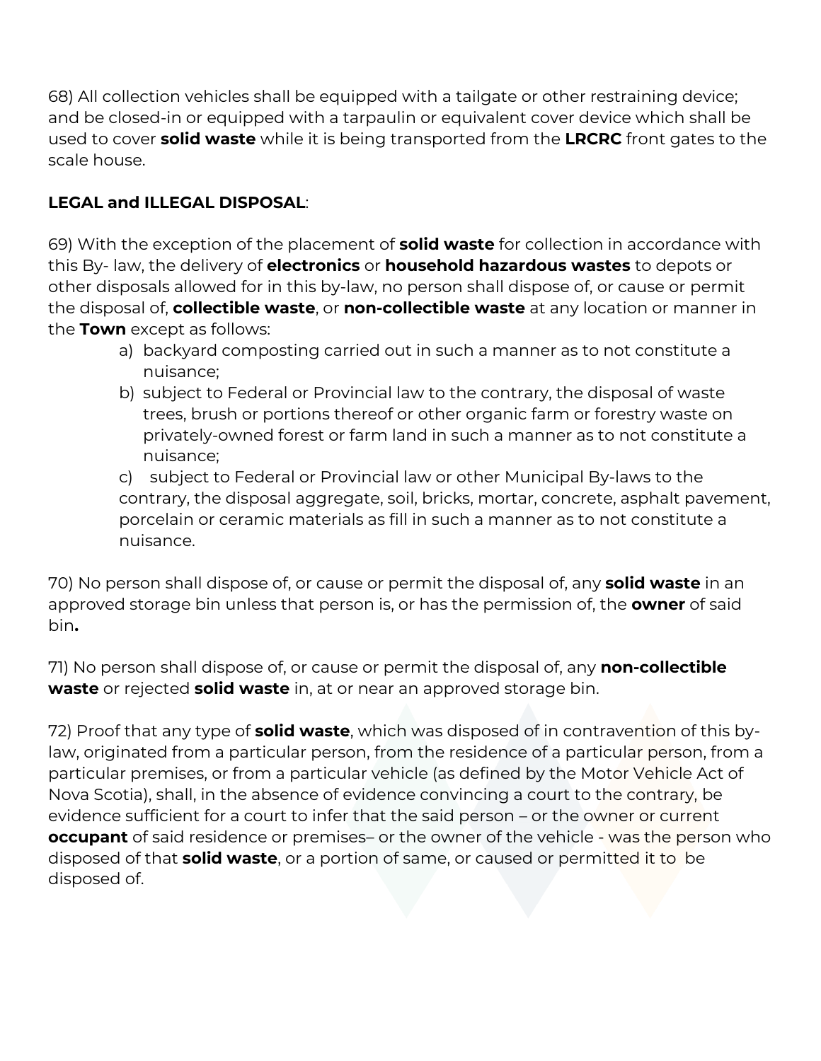68) All collection vehicles shall be equipped with a tailgate or other restraining device; and be closed-in or equipped with a tarpaulin or equivalent cover device which shall be used to cover **solid waste** while it is being transported from the **LRCRC** front gates to the scale house.

**LEGAL and ILLEGAL DISPOSAL**:

69) With the exception of the placement of **solid waste** for collection in accordance with this By- law, the delivery of **electronics** or **household hazardous wastes** to depots or other disposals allowed for in this by-law, no person shall dispose of, or cause or permit the disposal of, **collectible waste**, or **non-collectible waste** at any location or manner in the **Town** except as follows:

a) backyard composting carried out in such a manner as to not constitute a nuisance;
b) subject to Federal or Provincial law to the contrary, the disposal of waste trees, brush or portions thereof or other organic farm or forestry waste on privately-owned forest or farm land in such a manner as to not constitute a nuisance;
c) subject to Federal or Provincial law or other Municipal By-laws to the contrary, the disposal aggregate, soil, bricks, mortar, concrete, asphalt pavement, porcelain or ceramic materials as fill in such a manner as to not constitute a nuisance.

70) No person shall dispose of, or cause or permit the disposal of, any **solid waste** in an approved storage bin unless that person is, or has the permission of, the **owner** of said bin**.**

71) No person shall dispose of, or cause or permit the disposal of, any **non-collectible waste** or rejected **solid waste** in, at or near an approved storage bin.

72) Proof that any type of **solid waste**, which was disposed of in contravention of this by-law, originated from a particular person, from the residence of a particular person, from a particular premises, or from a particular vehicle (as defined by the Motor Vehicle Act of Nova Scotia), shall, in the absence of evidence convincing a court to the contrary, be evidence sufficient for a court to infer that the said person – or the owner or current **occupant** of said residence or premises– or the owner of the vehicle - was the person who disposed of that **solid waste**, or a portion of same, or caused or permitted it to be disposed of.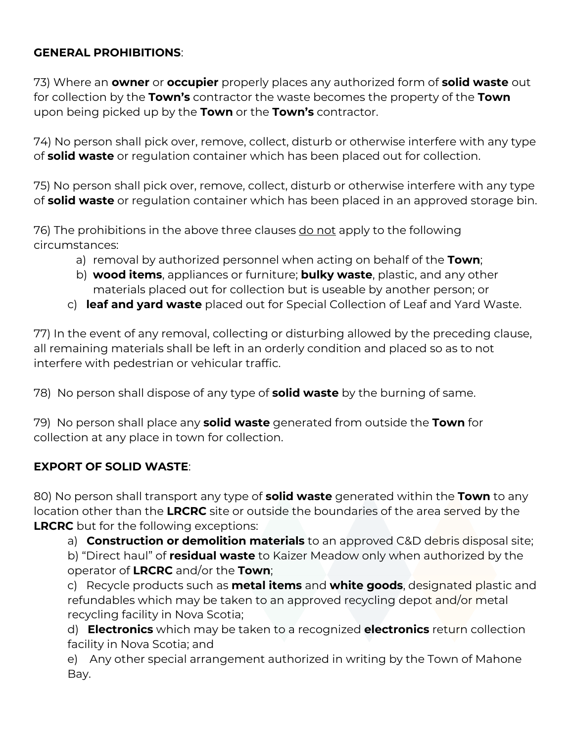**GENERAL PROHIBITIONS**:

73) Where an **owner** or **occupier** properly places any authorized form of **solid waste** out for collection by the **Town's** contractor the waste becomes the property of the **Town** upon being picked up by the **Town** or the **Town's** contractor.

74) No person shall pick over, remove, collect, disturb or otherwise interfere with any type of **solid waste** or regulation container which has been placed out for collection.

75) No person shall pick over, remove, collect, disturb or otherwise interfere with any type of **solid waste** or regulation container which has been placed in an approved storage bin.

76) The prohibitions in the above three clauses <u>do not</u> apply to the following circumstances:

a) removal by authorized personnel when acting on behalf of the **Town**;
b) **wood items**, appliances or furniture; **bulky waste**, plastic, and any other materials placed out for collection but is useable by another person; or
c) **leaf and yard waste** placed out for Special Collection of Leaf and Yard Waste.

77) In the event of any removal, collecting or disturbing allowed by the preceding clause, all remaining materials shall be left in an orderly condition and placed so as to not interfere with pedestrian or vehicular traffic.

78) No person shall dispose of any type of **solid waste** by the burning of same.

79) No person shall place any **solid waste** generated from outside the **Town** for collection at any place in town for collection.

**EXPORT OF SOLID WASTE**:

80) No person shall transport any type of **solid waste** generated within the **Town** to any location other than the **LRCRC** site or outside the boundaries of the area served by the **LRCRC** but for the following exceptions:

a) **Construction or demolition materials** to an approved C&D debris disposal site;
b) "Direct haul" of **residual waste** to Kaizer Meadow only when authorized by the operator of **LRCRC** and/or the **Town**;
c) Recycle products such as **metal items** and **white goods**, designated plastic and refundables which may be taken to an approved recycling depot and/or metal recycling facility in Nova Scotia;
d) **Electronics** which may be taken to a recognized **electronics** return collection facility in Nova Scotia; and
e) Any other special arrangement authorized in writing by the Town of Mahone Bay.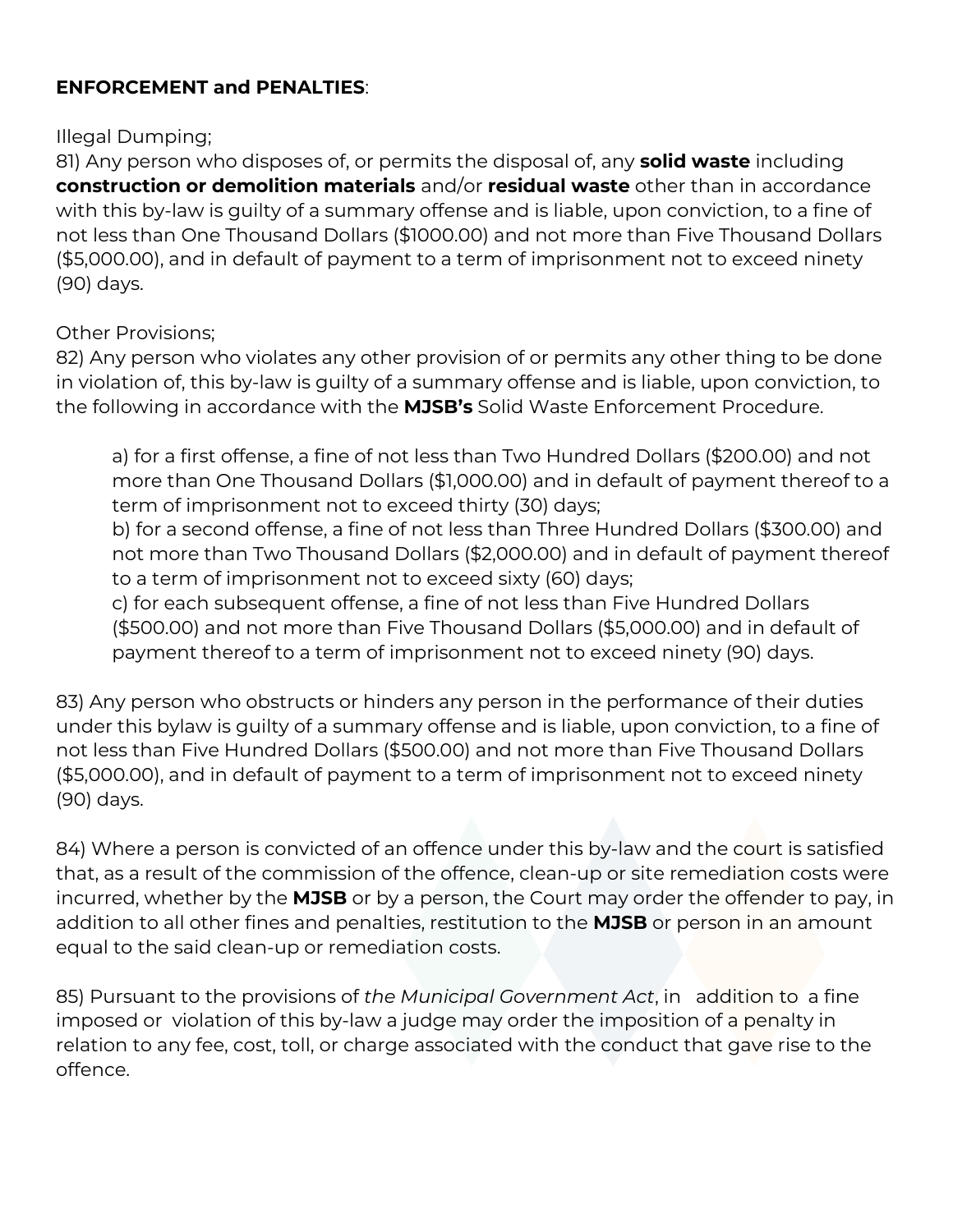**ENFORCEMENT and PENALTIES**:

Illegal Dumping;

81) Any person who disposes of, or permits the disposal of, any **solid waste** including **construction or demolition materials** and/or **residual waste** other than in accordance with this by-law is guilty of a summary offense and is liable, upon conviction, to a fine of not less than One Thousand Dollars ($1000.00) and not more than Five Thousand Dollars ($5,000.00), and in default of payment to a term of imprisonment not to exceed ninety (90) days.

Other Provisions;

82) Any person who violates any other provision of or permits any other thing to be done in violation of, this by-law is guilty of a summary offense and is liable, upon conviction, to the following in accordance with the **MJSB's** Solid Waste Enforcement Procedure.

> a) for a first offense, a fine of not less than Two Hundred Dollars ($200.00) and not more than One Thousand Dollars ($1,000.00) and in default of payment thereof to a term of imprisonment not to exceed thirty (30) days;
> b) for a second offense, a fine of not less than Three Hundred Dollars ($300.00) and not more than Two Thousand Dollars ($2,000.00) and in default of payment thereof to a term of imprisonment not to exceed sixty (60) days;
> c) for each subsequent offense, a fine of not less than Five Hundred Dollars ($500.00) and not more than Five Thousand Dollars ($5,000.00) and in default of payment thereof to a term of imprisonment not to exceed ninety (90) days.

83) Any person who obstructs or hinders any person in the performance of their duties under this bylaw is guilty of a summary offense and is liable, upon conviction, to a fine of not less than Five Hundred Dollars ($500.00) and not more than Five Thousand Dollars ($5,000.00), and in default of payment to a term of imprisonment not to exceed ninety (90) days.

84) Where a person is convicted of an offence under this by-law and the court is satisfied that, as a result of the commission of the offence, clean-up or site remediation costs were incurred, whether by the **MJSB** or by a person, the Court may order the offender to pay, in addition to all other fines and penalties, restitution to the **MJSB** or person in an amount equal to the said clean-up or remediation costs.

85) Pursuant to the provisions of *the Municipal Government Act*, in addition to a fine imposed or violation of this by-law a judge may order the imposition of a penalty in relation to any fee, cost, toll, or charge associated with the conduct that gave rise to the offence.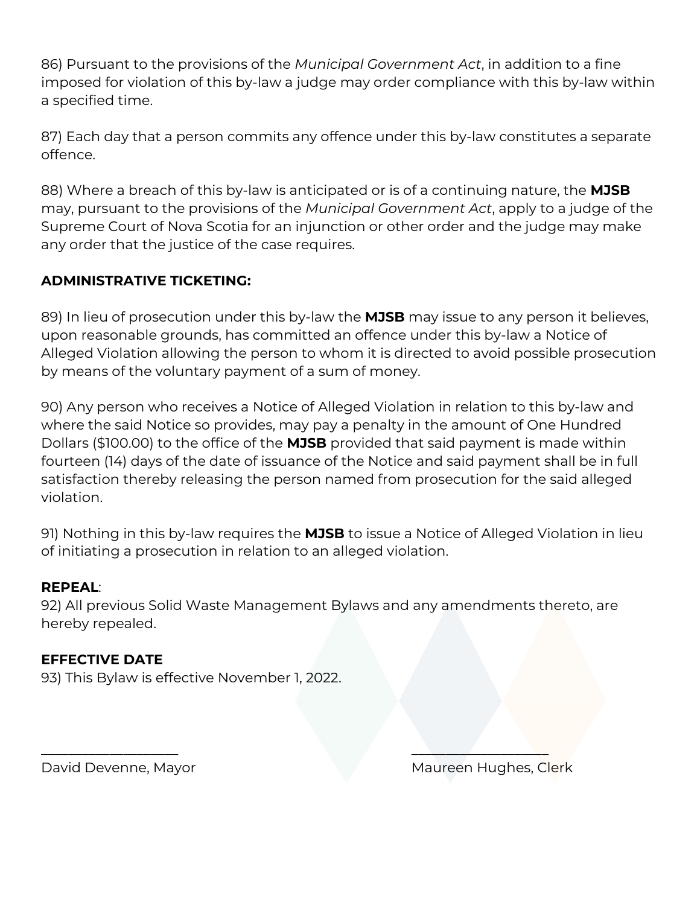86) Pursuant to the provisions of the *Municipal Government Act*, in addition to a fine imposed for violation of this by-law a judge may order compliance with this by-law within a specified time.

87) Each day that a person commits any offence under this by-law constitutes a separate offence.

88) Where a breach of this by-law is anticipated or is of a continuing nature, the **MJSB** may, pursuant to the provisions of the *Municipal Government Act*, apply to a judge of the Supreme Court of Nova Scotia for an injunction or other order and the judge may make any order that the justice of the case requires.

**ADMINISTRATIVE TICKETING:**

89) In lieu of prosecution under this by-law the **MJSB** may issue to any person it believes, upon reasonable grounds, has committed an offence under this by-law a Notice of Alleged Violation allowing the person to whom it is directed to avoid possible prosecution by means of the voluntary payment of a sum of money.

90) Any person who receives a Notice of Alleged Violation in relation to this by-law and where the said Notice so provides, may pay a penalty in the amount of One Hundred Dollars ($100.00) to the office of the **MJSB** provided that said payment is made within fourteen (14) days of the date of issuance of the Notice and said payment shall be in full satisfaction thereby releasing the person named from prosecution for the said alleged violation.

91) Nothing in this by-law requires the **MJSB** to issue a Notice of Alleged Violation in lieu of initiating a prosecution in relation to an alleged violation.

**REPEAL**:
92) All previous Solid Waste Management Bylaws and any amendments thereto, are hereby repealed.

**EFFECTIVE DATE**
93) This Bylaw is effective November 1, 2022.

\_\_\_\_\_\_\_\_\_\_\_\_\_\_\_\_\_\_\_\_
David Devenne, Mayor

\_\_\_\_\_\_\_\_\_\_\_\_\_\_\_\_\_\_\_\_
Maureen Hughes, Clerk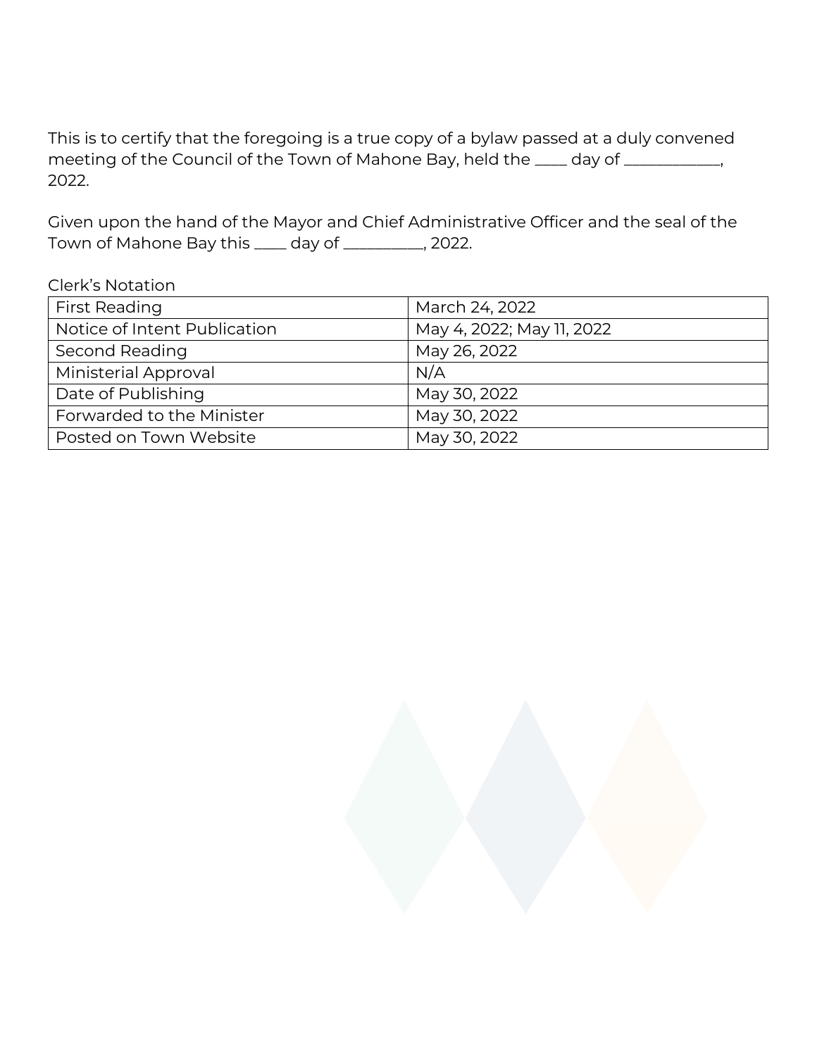This is to certify that the foregoing is a true copy of a bylaw passed at a duly convened meeting of the Council of the Town of Mahone Bay, held the ____ day of ___________, 2022.

Given upon the hand of the Mayor and Chief Administrative Officer and the seal of the Town of Mahone Bay this ____ day of _________, 2022.

Clerk's Notation

| | |
|---|---|
| First Reading | March 24, 2022 |
| Notice of Intent Publication | May 4, 2022; May 11, 2022 |
| Second Reading | May 26, 2022 |
| Ministerial Approval | N/A |
| Date of Publishing | May 30, 2022 |
| Forwarded to the Minister | May 30, 2022 |
| Posted on Town Website | May 30, 2022 |